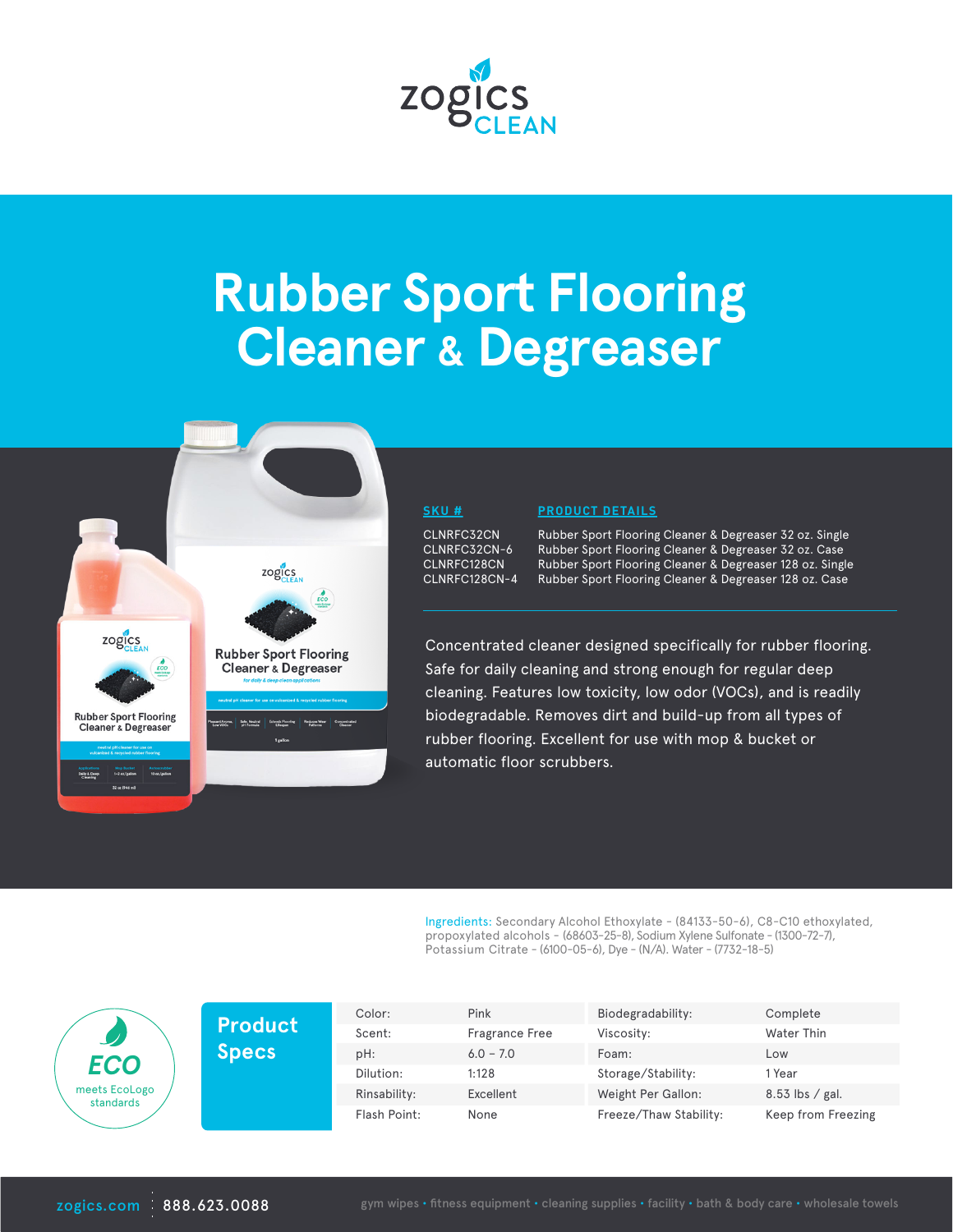zogics CLEAN

# Rubber Sport Flooring Cleaner & Degreaser

| SKU # | PRODUCT DETAILS |
| --- | --- |
| CLNRFC32CN | Rubber Sport Flooring Cleaner & Degreaser 32 oz. Single |
| CLNRFC32CN-6 | Rubber Sport Flooring Cleaner & Degreaser 32 oz. Case |
| CLNRFC128CN | Rubber Sport Flooring Cleaner & Degreaser 128 oz. Single |
| CLNRFC128CN-4 | Rubber Sport Flooring Cleaner & Degreaser 128 oz. Case |

Concentrated cleaner designed specifically for rubber flooring. Safe for daily cleaning and strong enough for regular deep cleaning. Features low toxicity, low odor (VOCs), and is readily biodegradable. Removes dirt and build-up from all types of rubber flooring. Excellent for use with mop & bucket or automatic floor scrubbers.

Ingredients: Secondary Alcohol Ethoxylate - (84133-50-6), C8-C10 ethoxylated, propoxylated alcohols - (68603-25-8), Sodium Xylene Sulfonate - (1300-72-7), Potassium Citrate - (6100-05-6), Dye - (N/A). Water - (7732-18-5)

ECO meets EcoLogo standards

## Product Specs

| | | | |
| --- | --- | --- | --- |
| Color: | Pink | Biodegradability: | Complete |
| Scent: | Fragrance Free | Viscosity: | Water Thin |
| pH: | 6.0 – 7.0 | Foam: | Low |
| Dilution: | 1:128 | Storage/Stability: | 1 Year |
| Rinsability: | Excellent | Weight Per Gallon: | 8.53 lbs / gal. |
| Flash Point: | None | Freeze/Thaw Stability: | Keep from Freezing |

zogics.com | 888.623.0088

gym wipes • fitness equipment • cleaning supplies • facility • bath & body care • wholesale towels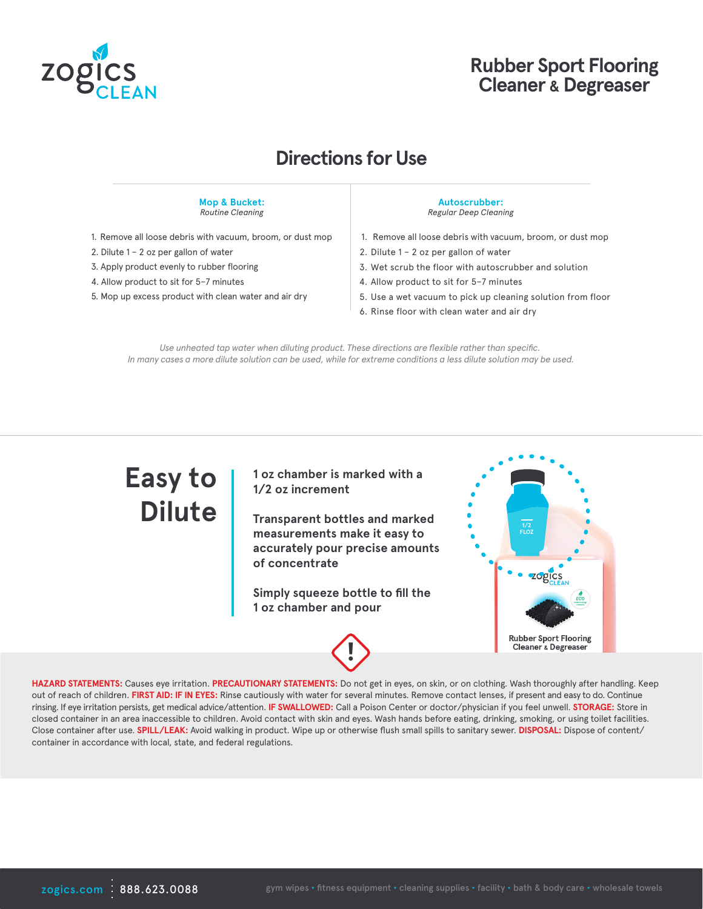# Rubber Sport Flooring Cleaner & Degreaser

## Directions for Use

### Mop & Bucket:
*Routine Cleaning*

1. Remove all loose debris with vacuum, broom, or dust mop
2. Dilute 1 – 2 oz per gallon of water
3. Apply product evenly to rubber flooring
4. Allow product to sit for 5–7 minutes
5. Mop up excess product with clean water and air dry

### Autoscrubber:
*Regular Deep Cleaning*

1. Remove all loose debris with vacuum, broom, or dust mop
2. Dilute 1 – 2 oz per gallon of water
3. Wet scrub the floor with autoscrubber and solution
4. Allow product to sit for 5–7 minutes
5. Use a wet vacuum to pick up cleaning solution from floor
6. Rinse floor with clean water and air dry

*Use unheated tap water when diluting product. These directions are flexible rather than specific. In many cases a more dilute solution can be used, while for extreme conditions a less dilute solution may be used.*

## Easy to Dilute

**1 oz chamber is marked with a 1/2 oz increment**

**Transparent bottles and marked measurements make it easy to accurately pour precise amounts of concentrate**

**Simply squeeze bottle to fill the 1 oz chamber and pour**

**HAZARD STATEMENTS:** Causes eye irritation. **PRECAUTIONARY STATEMENTS:** Do not get in eyes, on skin, or on clothing. Wash thoroughly after handling. Keep out of reach of children. **FIRST AID: IF IN EYES:** Rinse cautiously with water for several minutes. Remove contact lenses, if present and easy to do. Continue rinsing. If eye irritation persists, get medical advice/attention. **IF SWALLOWED:** Call a Poison Center or doctor/physician if you feel unwell. **STORAGE:** Store in closed container in an area inaccessible to children. Avoid contact with skin and eyes. Wash hands before eating, drinking, smoking, or using toilet facilities. Close container after use. **SPILL/LEAK:** Avoid walking in product. Wipe up or otherwise flush small spills to sanitary sewer. **DISPOSAL:** Dispose of content/container in accordance with local, state, and federal regulations.

zogics.com | 888.623.0088

gym wipes • fitness equipment • cleaning supplies • facility • bath & body care • wholesale towels